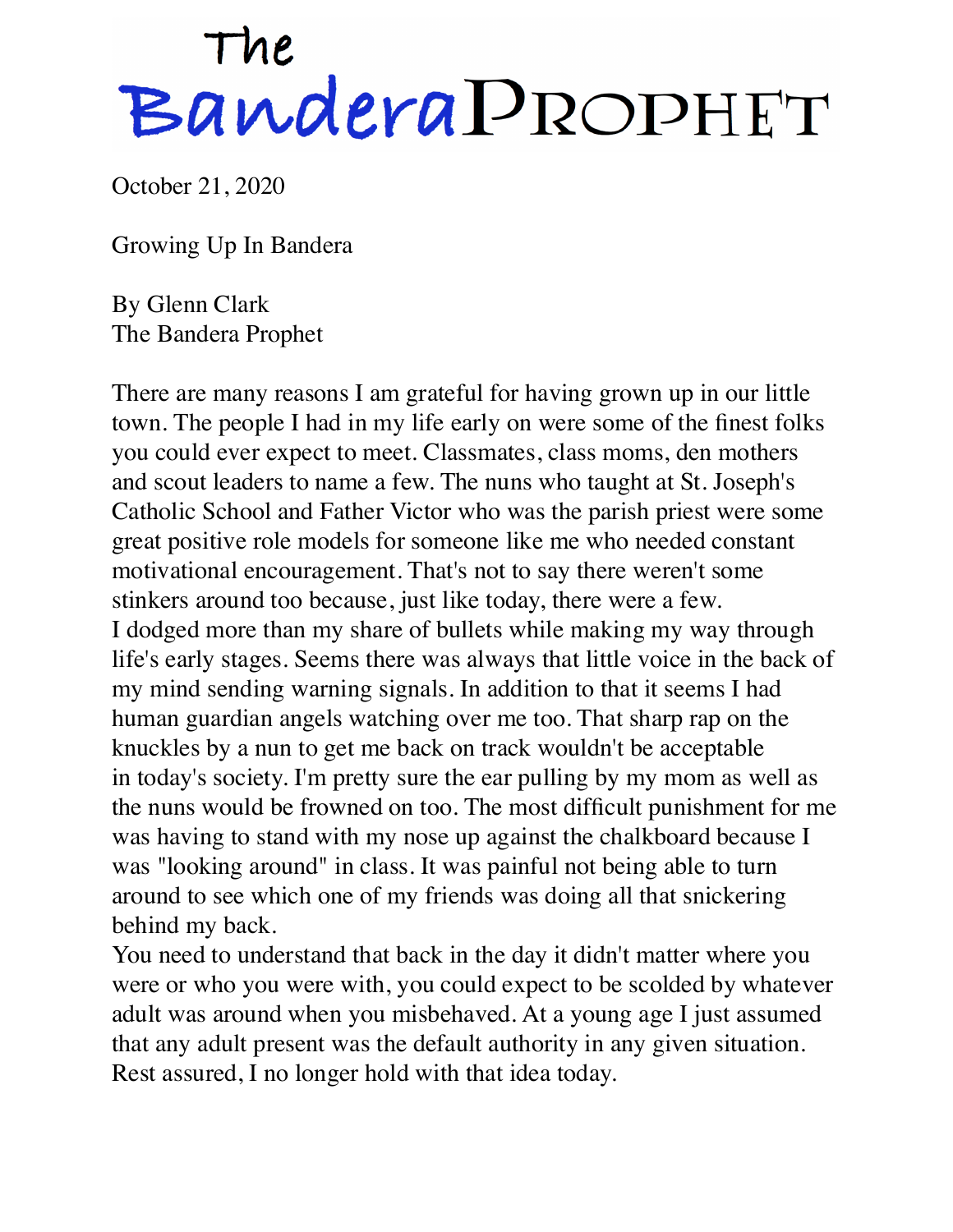# The Bandera Prophet

October 21, 2020

## Growing Up In Bandera

By Glenn Clark
The Bandera Prophet

There are many reasons I am grateful for having grown up in our little town. The people I had in my life early on were some of the finest folks you could ever expect to meet. Classmates, class moms, den mothers and scout leaders to name a few. The nuns who taught at St. Joseph's Catholic School and Father Victor who was the parish priest were some great positive role models for someone like me who needed constant motivational encouragement. That's not to say there weren't some stinkers around too because, just like today, there were a few.

I dodged more than my share of bullets while making my way through life's early stages. Seems there was always that little voice in the back of my mind sending warning signals. In addition to that it seems I had human guardian angels watching over me too. That sharp rap on the knuckles by a nun to get me back on track wouldn't be acceptable in today's society. I'm pretty sure the ear pulling by my mom as well as the nuns would be frowned on too. The most difficult punishment for me was having to stand with my nose up against the chalkboard because I was "looking around" in class. It was painful not being able to turn around to see which one of my friends was doing all that snickering behind my back.

You need to understand that back in the day it didn't matter where you were or who you were with, you could expect to be scolded by whatever adult was around when you misbehaved. At a young age I just assumed that any adult present was the default authority in any given situation. Rest assured, I no longer hold with that idea today.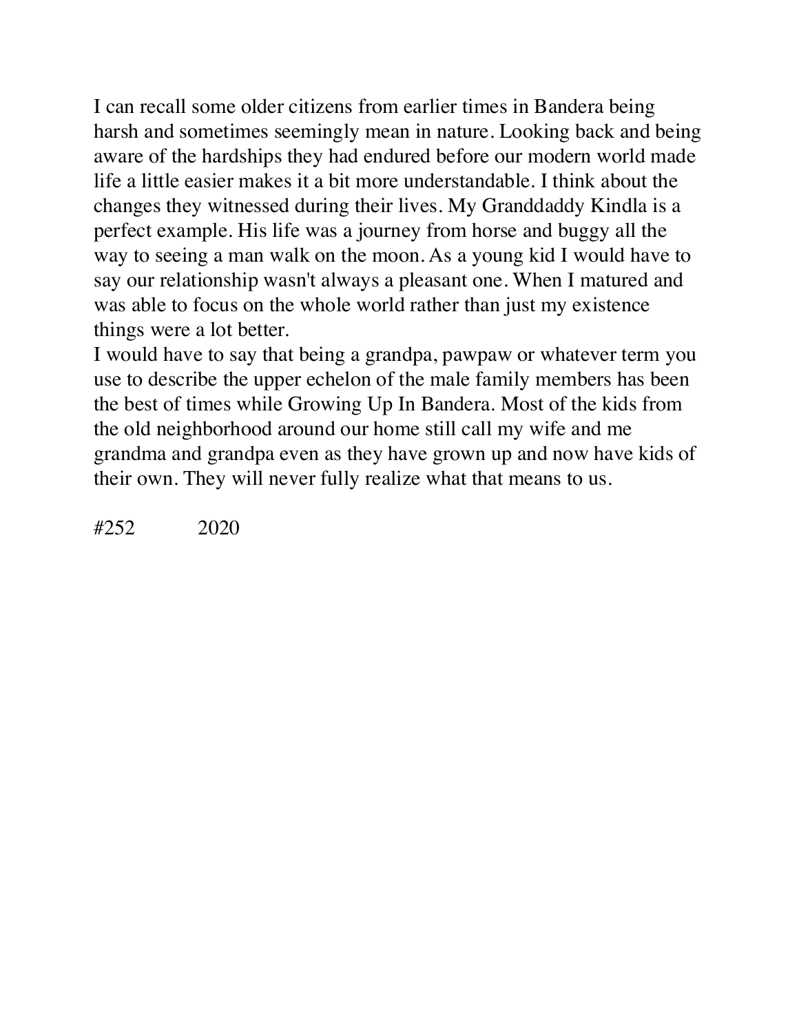I can recall some older citizens from earlier times in Bandera being harsh and sometimes seemingly mean in nature. Looking back and being aware of the hardships they had endured before our modern world made life a little easier makes it a bit more understandable. I think about the changes they witnessed during their lives. My Granddaddy Kindla is a perfect example. His life was a journey from horse and buggy all the way to seeing a man walk on the moon. As a young kid I would have to say our relationship wasn't always a pleasant one. When I matured and was able to focus on the whole world rather than just my existence things were a lot better.

I would have to say that being a grandpa, pawpaw or whatever term you use to describe the upper echelon of the male family members has been the best of times while Growing Up In Bandera. Most of the kids from the old neighborhood around our home still call my wife and me grandma and grandpa even as they have grown up and now have kids of their own. They will never fully realize what that means to us.

#252 2020